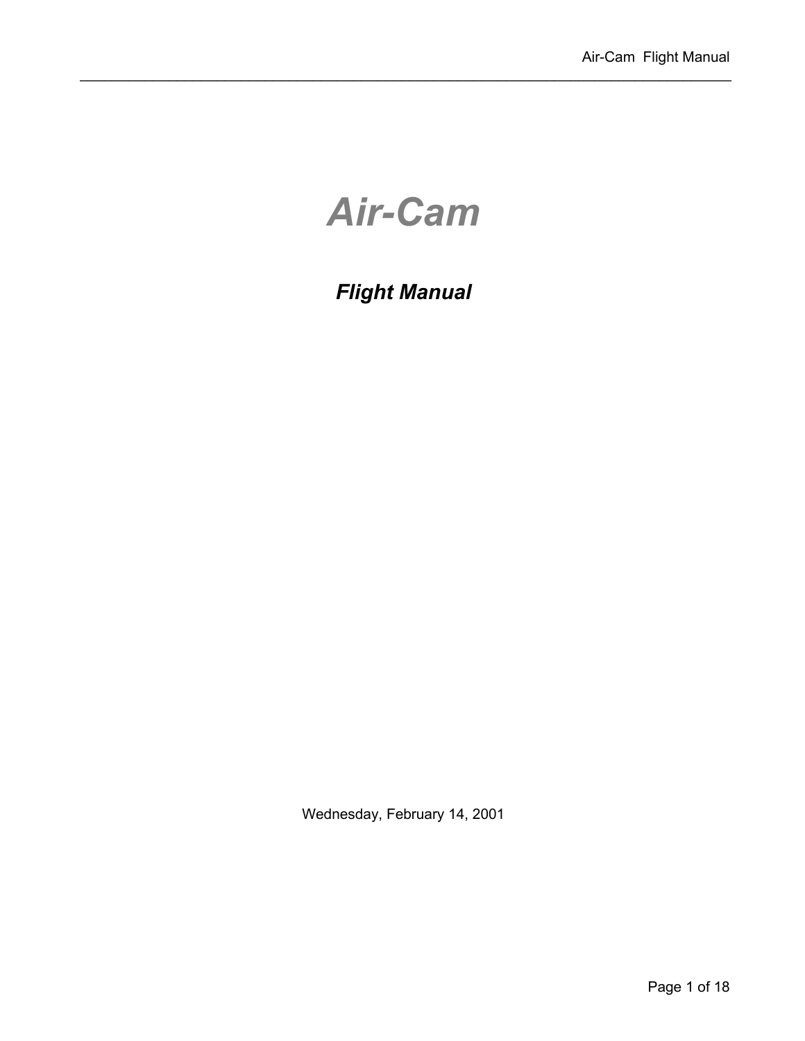# *Air-Cam*

## *Flight Manual*

Wednesday, February 14, 2001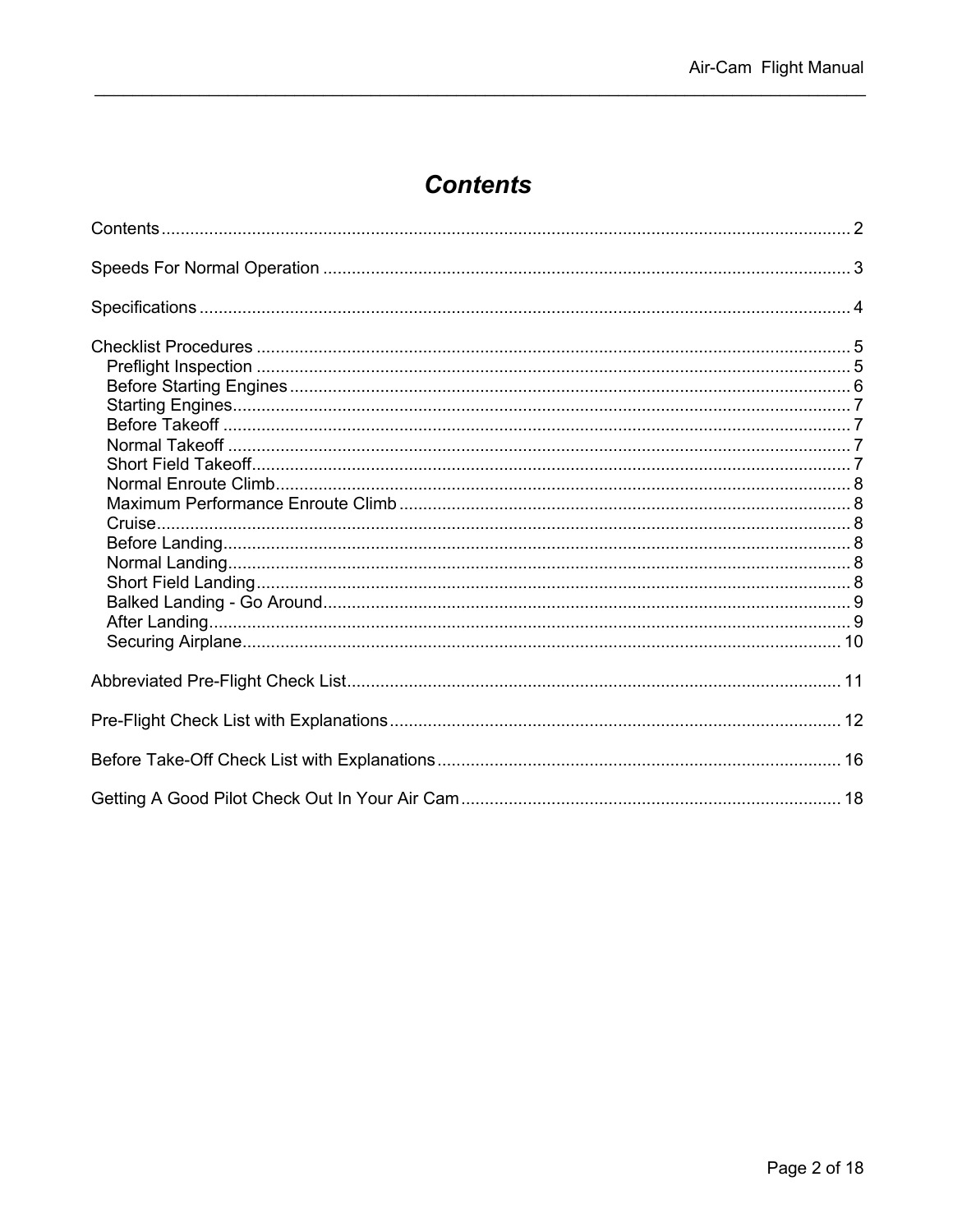# *Contents*

Contents ........................................................................................................................................ 2

Speeds For Normal Operation ...................................................................................................... 3

Specifications ................................................................................................................................ 4

Checklist Procedures .................................................................................................................... 5
- Preflight Inspection ................................................................................................................... 5
- Before Starting Engines ............................................................................................................ 6
- Starting Engines ........................................................................................................................ 7
- Before Takeoff .......................................................................................................................... 7
- Normal Takeoff ......................................................................................................................... 7
- Short Field Takeoff .................................................................................................................... 7
- Normal Enroute Climb ............................................................................................................... 8
- Maximum Performance Enroute Climb ..................................................................................... 8
- Cruise ........................................................................................................................................ 8
- Before Landing .......................................................................................................................... 8
- Normal Landing ......................................................................................................................... 8
- Short Field Landing ................................................................................................................... 8
- Balked Landing - Go Around ..................................................................................................... 9
- After Landing ............................................................................................................................ 9
- Securing Airplane .................................................................................................................... 10

Abbreviated Pre-Flight Check List ............................................................................................... 11

Pre-Flight Check List with Explanations ...................................................................................... 12

Before Take-Off Check List with Explanations ............................................................................ 16

Getting A Good Pilot Check Out In Your Air Cam ....................................................................... 18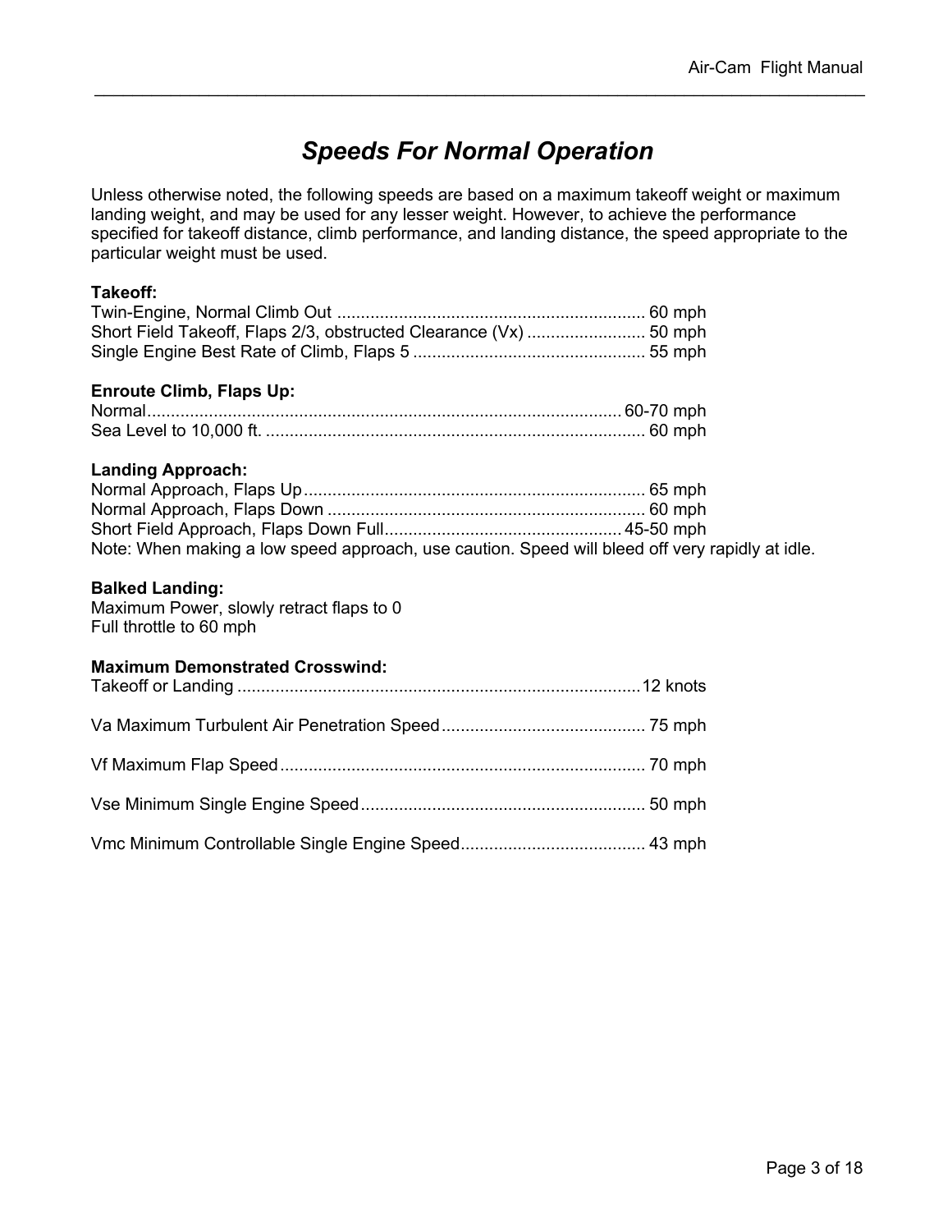## *Speeds For Normal Operation*

Unless otherwise noted, the following speeds are based on a maximum takeoff weight or maximum landing weight, and may be used for any lesser weight. However, to achieve the performance specified for takeoff distance, climb performance, and landing distance, the speed appropriate to the particular weight must be used.

**Takeoff:**

Twin-Engine, Normal Climb Out ................................................................. 60 mph
Short Field Takeoff, Flaps 2/3, obstructed Clearance (Vx) ......................... 50 mph
Single Engine Best Rate of Climb, Flaps 5 ................................................. 55 mph

**Enroute Climb, Flaps Up:**

Normal.................................................................................................... 60-70 mph
Sea Level to 10,000 ft. ................................................................................ 60 mph

**Landing Approach:**

Normal Approach, Flaps Up........................................................................ 65 mph
Normal Approach, Flaps Down ................................................................... 60 mph
Short Field Approach, Flaps Down Full.................................................. 45-50 mph
Note: When making a low speed approach, use caution. Speed will bleed off very rapidly at idle.

**Balked Landing:**

Maximum Power, slowly retract flaps to 0
Full throttle to 60 mph

**Maximum Demonstrated Crosswind:**

Takeoff or Landing .....................................................................................12 knots

Va Maximum Turbulent Air Penetration Speed........................................... 75 mph

Vf Maximum Flap Speed............................................................................. 70 mph

Vse Minimum Single Engine Speed............................................................ 50 mph

Vmc Minimum Controllable Single Engine Speed....................................... 43 mph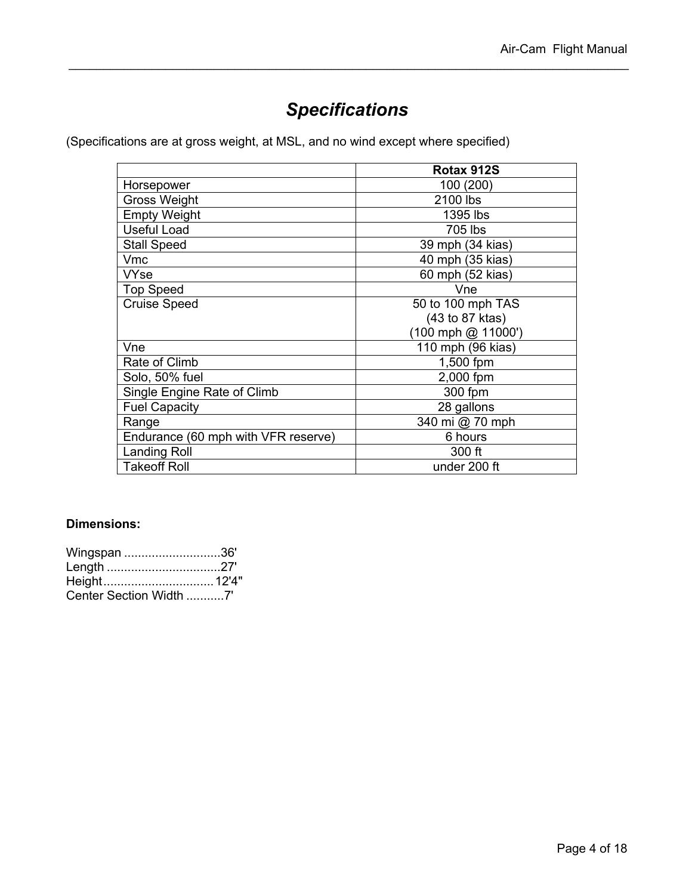# *Specifications*

(Specifications are at gross weight, at MSL, and no wind except where specified)

| | **Rotax 912S** |
|---|---|
| Horsepower | 100 (200) |
| Gross Weight | 2100 lbs |
| Empty Weight | 1395 lbs |
| Useful Load | 705 lbs |
| Stall Speed | 39 mph (34 kias) |
| Vmc | 40 mph (35 kias) |
| VYse | 60 mph (52 kias) |
| Top Speed | Vne |
| Cruise Speed | 50 to 100 mph TAS (43 to 87 ktas) (100 mph @ 11000') |
| Vne | 110 mph (96 kias) |
| Rate of Climb | 1,500 fpm |
| Solo, 50% fuel | 2,000 fpm |
| Single Engine Rate of Climb | 300 fpm |
| Fuel Capacity | 28 gallons |
| Range | 340 mi @ 70 mph |
| Endurance (60 mph with VFR reserve) | 6 hours |
| Landing Roll | 300 ft |
| Takeoff Roll | under 200 ft |

**Dimensions:**

Wingspan ............................36'
Length .................................27'
Height................................12'4"
Center Section Width ...........7'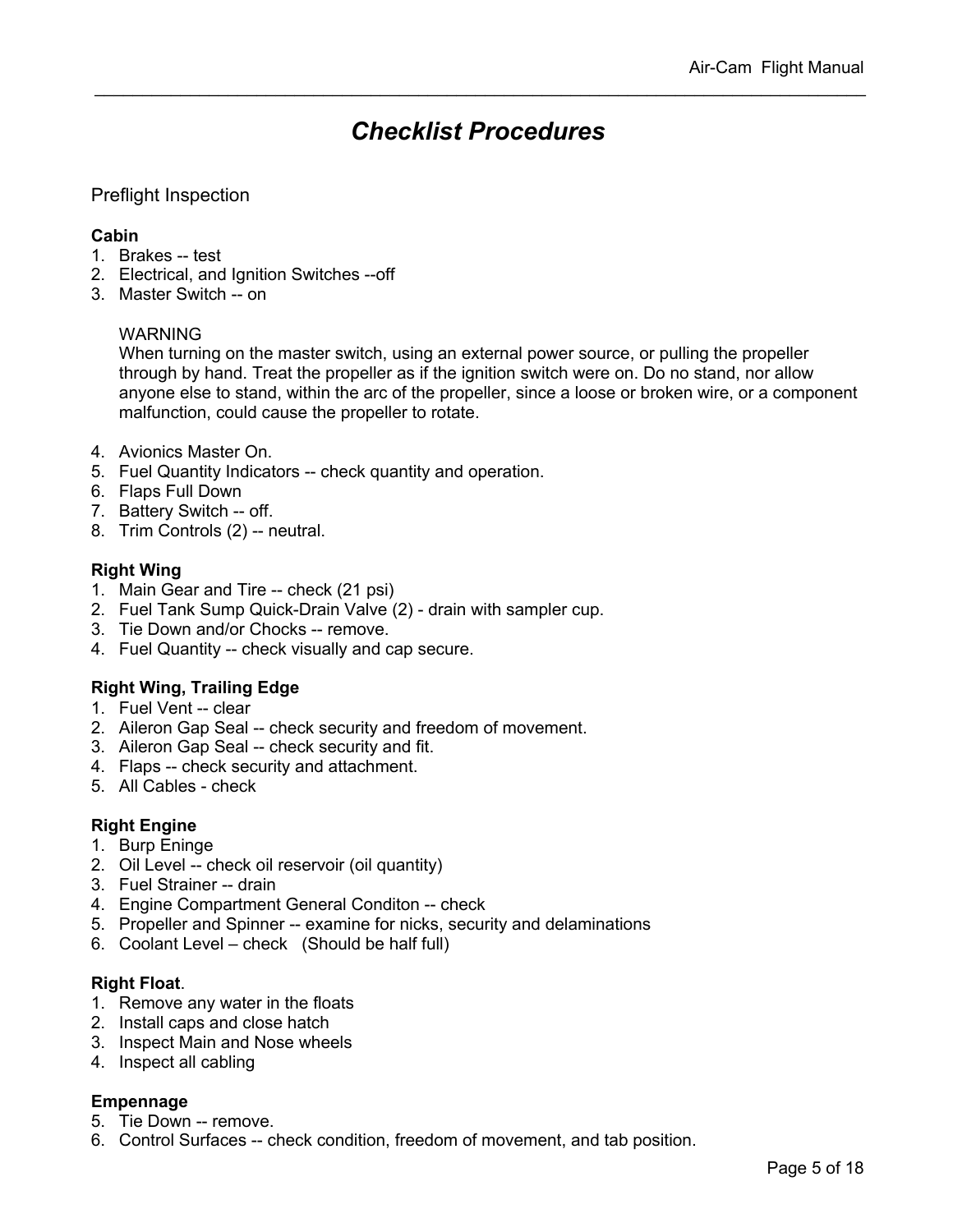# *Checklist Procedures*

## Preflight Inspection

**Cabin**

1. Brakes -- test
2. Electrical, and Ignition Switches --off
3. Master Switch -- on

   WARNING
   When turning on the master switch, using an external power source, or pulling the propeller through by hand. Treat the propeller as if the ignition switch were on. Do no stand, nor allow anyone else to stand, within the arc of the propeller, since a loose or broken wire, or a component malfunction, could cause the propeller to rotate.

4. Avionics Master On.
5. Fuel Quantity Indicators -- check quantity and operation.
6. Flaps Full Down
7. Battery Switch -- off.
8. Trim Controls (2) -- neutral.

**Right Wing**

1. Main Gear and Tire -- check (21 psi)
2. Fuel Tank Sump Quick-Drain Valve (2) - drain with sampler cup.
3. Tie Down and/or Chocks -- remove.
4. Fuel Quantity -- check visually and cap secure.

**Right Wing, Trailing Edge**

1. Fuel Vent -- clear
2. Aileron Gap Seal -- check security and freedom of movement.
3. Aileron Gap Seal -- check security and fit.
4. Flaps -- check security and attachment.
5. All Cables - check

**Right Engine**

1. Burp Eninge
2. Oil Level -- check oil reservoir (oil quantity)
3. Fuel Strainer -- drain
4. Engine Compartment General Conditon -- check
5. Propeller and Spinner -- examine for nicks, security and delaminations
6. Coolant Level – check (Should be half full)

**Right Float**.

1. Remove any water in the floats
2. Install caps and close hatch
3. Inspect Main and Nose wheels
4. Inspect all cabling

**Empennage**

5. Tie Down -- remove.
6. Control Surfaces -- check condition, freedom of movement, and tab position.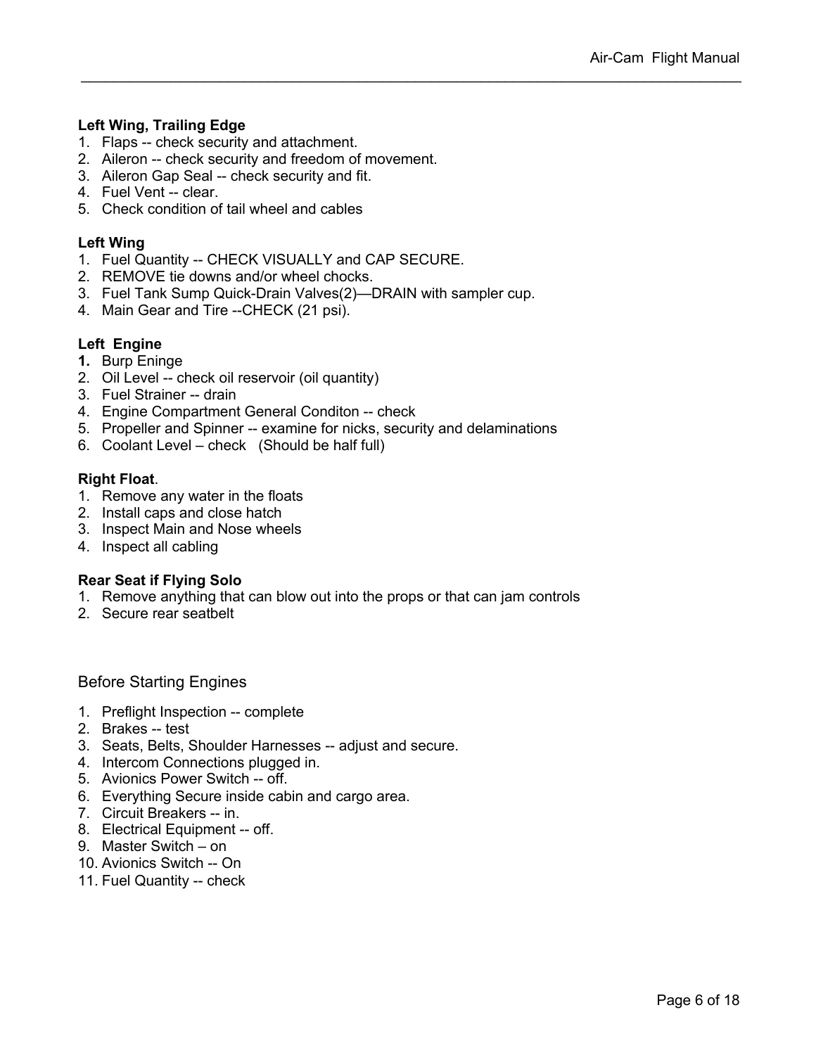**Left Wing, Trailing Edge**

1. Flaps -- check security and attachment.
2. Aileron -- check security and freedom of movement.
3. Aileron Gap Seal -- check security and fit.
4. Fuel Vent -- clear.
5. Check condition of tail wheel and cables

**Left Wing**

1. Fuel Quantity -- CHECK VISUALLY and CAP SECURE.
2. REMOVE tie downs and/or wheel chocks.
3. Fuel Tank Sump Quick-Drain Valves(2)—DRAIN with sampler cup.
4. Main Gear and Tire --CHECK (21 psi).

**Left Engine**

1. Burp Eninge
2. Oil Level -- check oil reservoir (oil quantity)
3. Fuel Strainer -- drain
4. Engine Compartment General Conditon -- check
5. Propeller and Spinner -- examine for nicks, security and delaminations
6. Coolant Level – check (Should be half full)

**Right Float**.

1. Remove any water in the floats
2. Install caps and close hatch
3. Inspect Main and Nose wheels
4. Inspect all cabling

**Rear Seat if Flying Solo**

1. Remove anything that can blow out into the props or that can jam controls
2. Secure rear seatbelt

## Before Starting Engines

1. Preflight Inspection -- complete
2. Brakes -- test
3. Seats, Belts, Shoulder Harnesses -- adjust and secure.
4. Intercom Connections plugged in.
5. Avionics Power Switch -- off.
6. Everything Secure inside cabin and cargo area.
7. Circuit Breakers -- in.
8. Electrical Equipment -- off.
9. Master Switch – on
10. Avionics Switch -- On
11. Fuel Quantity -- check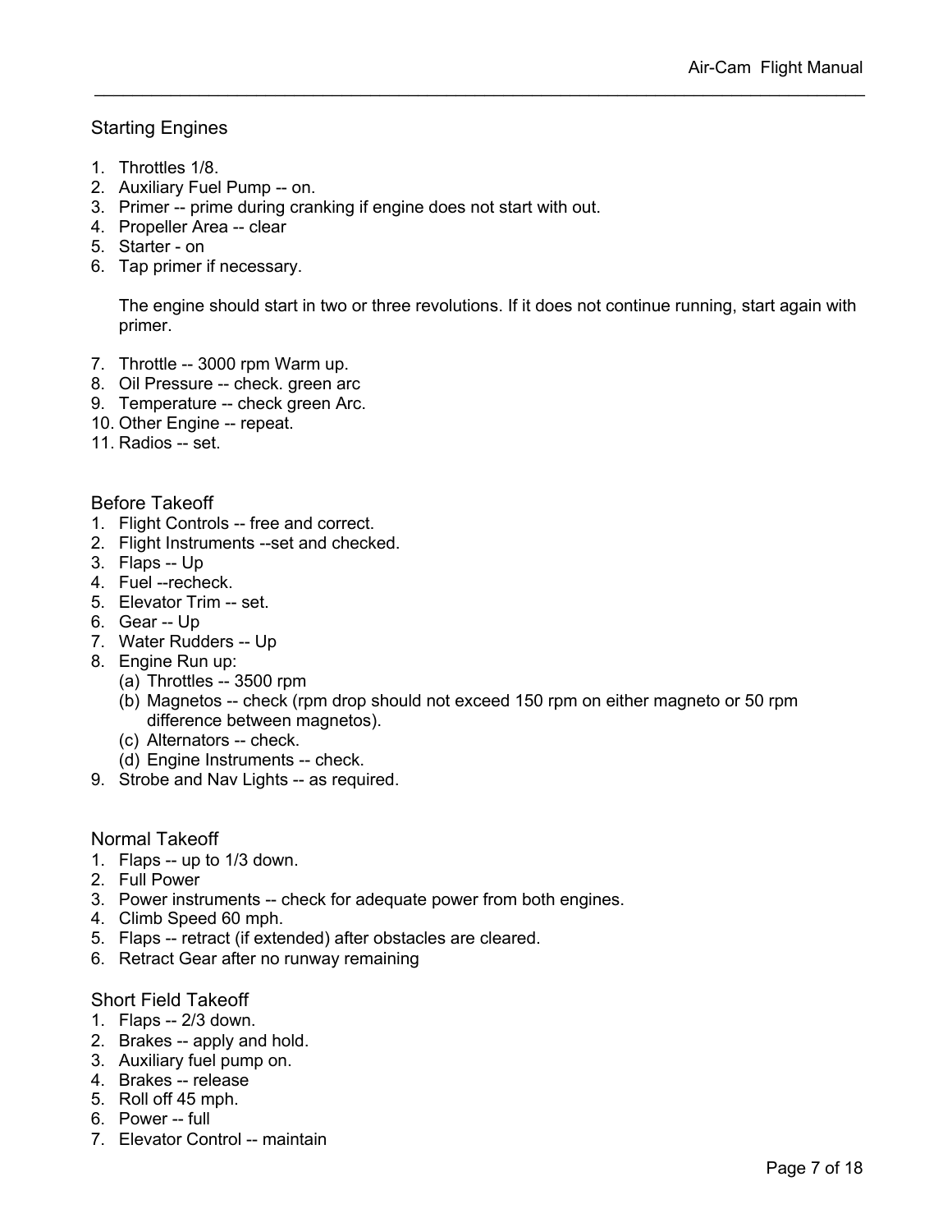## Starting Engines

1. Throttles 1/8.
2. Auxiliary Fuel Pump -- on.
3. Primer -- prime during cranking if engine does not start with out.
4. Propeller Area -- clear
5. Starter - on
6. Tap primer if necessary.

   The engine should start in two or three revolutions. If it does not continue running, start again with primer.

7. Throttle -- 3000 rpm Warm up.
8. Oil Pressure -- check. green arc
9. Temperature -- check green Arc.
10. Other Engine -- repeat.
11. Radios -- set.

## Before Takeoff

1. Flight Controls -- free and correct.
2. Flight Instruments --set and checked.
3. Flaps -- Up
4. Fuel --recheck.
5. Elevator Trim -- set.
6. Gear -- Up
7. Water Rudders -- Up
8. Engine Run up:
   (a) Throttles -- 3500 rpm
   (b) Magnetos -- check (rpm drop should not exceed 150 rpm on either magneto or 50 rpm difference between magnetos).
   (c) Alternators -- check.
   (d) Engine Instruments -- check.
9. Strobe and Nav Lights -- as required.

## Normal Takeoff

1. Flaps -- up to 1/3 down.
2. Full Power
3. Power instruments -- check for adequate power from both engines.
4. Climb Speed 60 mph.
5. Flaps -- retract (if extended) after obstacles are cleared.
6. Retract Gear after no runway remaining

## Short Field Takeoff

1. Flaps -- 2/3 down.
2. Brakes -- apply and hold.
3. Auxiliary fuel pump on.
4. Brakes -- release
5. Roll off 45 mph.
6. Power -- full
7. Elevator Control -- maintain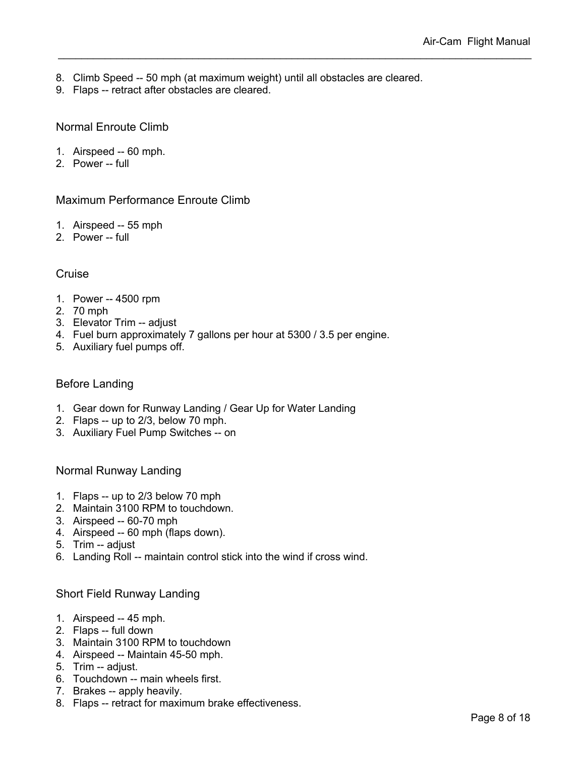8. Climb Speed -- 50 mph (at maximum weight) until all obstacles are cleared.
9. Flaps -- retract after obstacles are cleared.

### Normal Enroute Climb

1. Airspeed -- 60 mph.
2. Power -- full

### Maximum Performance Enroute Climb

1. Airspeed -- 55 mph
2. Power -- full

### Cruise

1. Power -- 4500 rpm
2. 70 mph
3. Elevator Trim -- adjust
4. Fuel burn approximately 7 gallons per hour at 5300 / 3.5 per engine.
5. Auxiliary fuel pumps off.

### Before Landing

1. Gear down for Runway Landing / Gear Up for Water Landing
2. Flaps -- up to 2/3, below 70 mph.
3. Auxiliary Fuel Pump Switches -- on

### Normal Runway Landing

1. Flaps -- up to 2/3 below 70 mph
2. Maintain 3100 RPM to touchdown.
3. Airspeed -- 60-70 mph
4. Airspeed -- 60 mph (flaps down).
5. Trim -- adjust
6. Landing Roll -- maintain control stick into the wind if cross wind.

### Short Field Runway Landing

1. Airspeed -- 45 mph.
2. Flaps -- full down
3. Maintain 3100 RPM to touchdown
4. Airspeed -- Maintain 45-50 mph.
5. Trim -- adjust.
6. Touchdown -- main wheels first.
7. Brakes -- apply heavily.
8. Flaps -- retract for maximum brake effectiveness.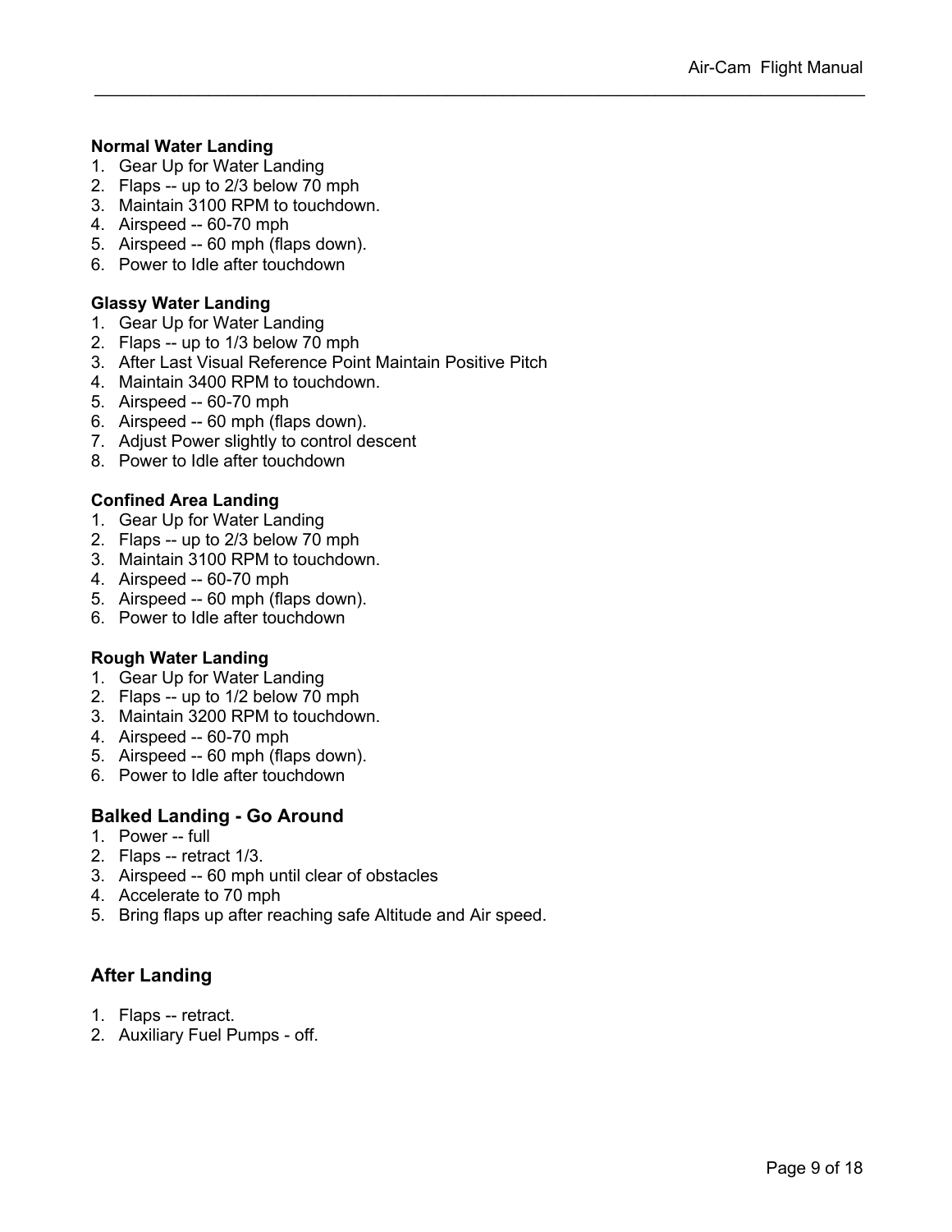### Normal Water Landing

1. Gear Up for Water Landing
2. Flaps -- up to 2/3 below 70 mph
3. Maintain 3100 RPM to touchdown.
4. Airspeed -- 60-70 mph
5. Airspeed -- 60 mph (flaps down).
6. Power to Idle after touchdown

### Glassy Water Landing

1. Gear Up for Water Landing
2. Flaps -- up to 1/3 below 70 mph
3. After Last Visual Reference Point Maintain Positive Pitch
4. Maintain 3400 RPM to touchdown.
5. Airspeed -- 60-70 mph
6. Airspeed -- 60 mph (flaps down).
7. Adjust Power slightly to control descent
8. Power to Idle after touchdown

### Confined Area Landing

1. Gear Up for Water Landing
2. Flaps -- up to 2/3 below 70 mph
3. Maintain 3100 RPM to touchdown.
4. Airspeed -- 60-70 mph
5. Airspeed -- 60 mph (flaps down).
6. Power to Idle after touchdown

### Rough Water Landing

1. Gear Up for Water Landing
2. Flaps -- up to 1/2 below 70 mph
3. Maintain 3200 RPM to touchdown.
4. Airspeed -- 60-70 mph
5. Airspeed -- 60 mph (flaps down).
6. Power to Idle after touchdown

## Balked Landing - Go Around

1. Power -- full
2. Flaps -- retract 1/3.
3. Airspeed -- 60 mph until clear of obstacles
4. Accelerate to 70 mph
5. Bring flaps up after reaching safe Altitude and Air speed.

## After Landing

1. Flaps -- retract.
2. Auxiliary Fuel Pumps - off.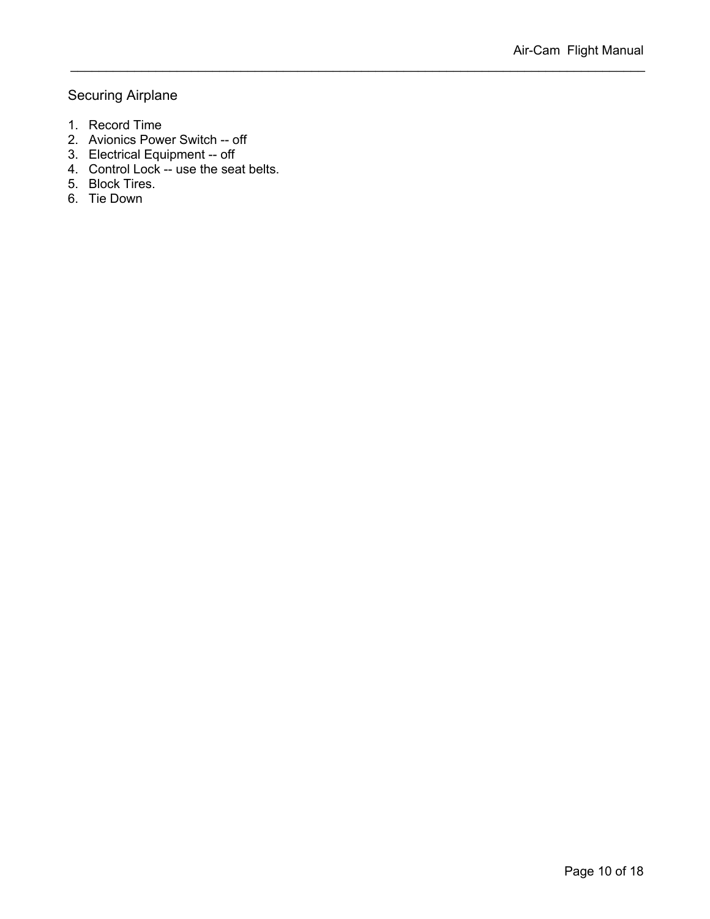## Securing Airplane

1. Record Time
2. Avionics Power Switch -- off
3. Electrical Equipment -- off
4. Control Lock -- use the seat belts.
5. Block Tires.
6. Tie Down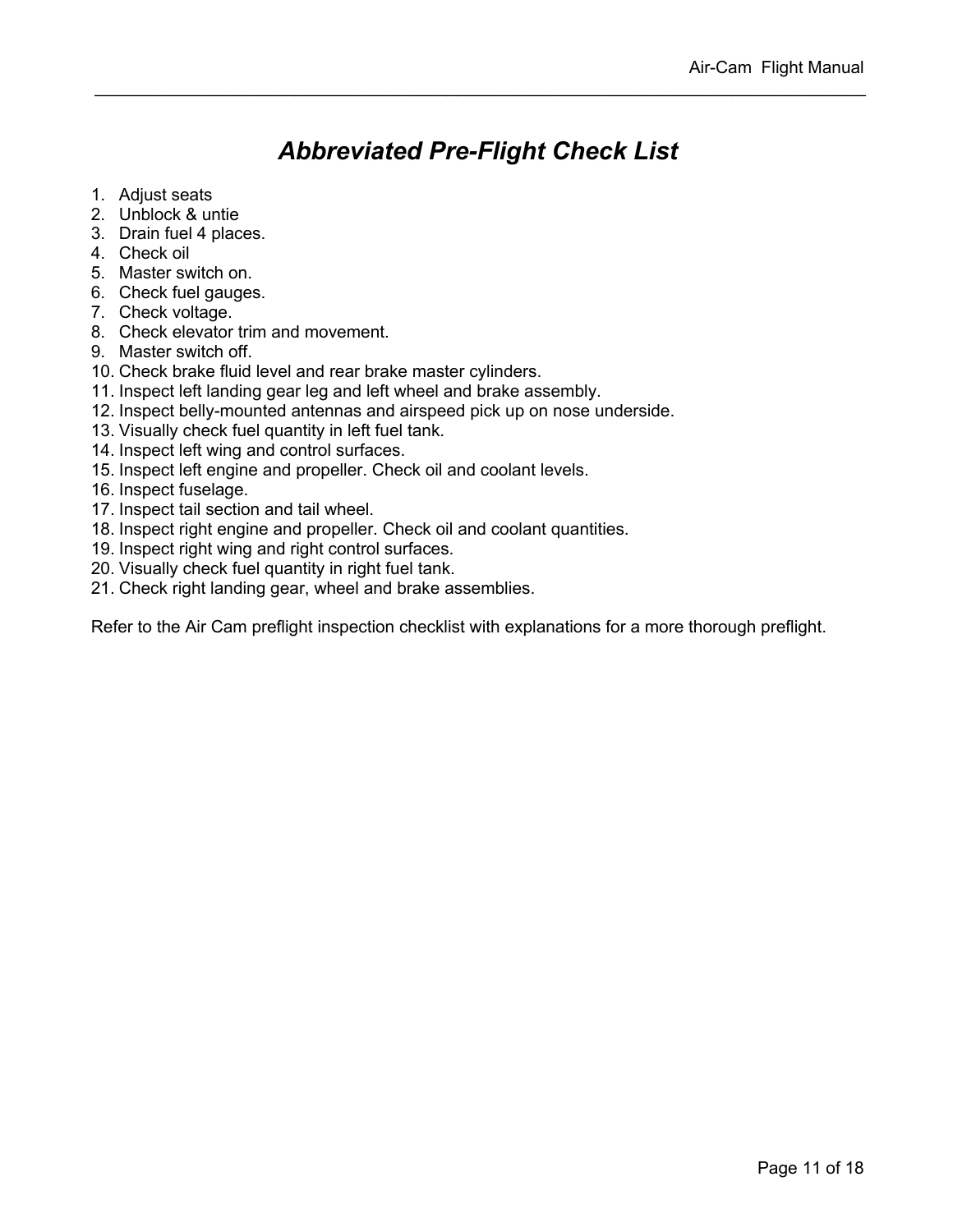# *Abbreviated Pre-Flight Check List*

1. Adjust seats
2. Unblock & untie
3. Drain fuel 4 places.
4. Check oil
5. Master switch on.
6. Check fuel gauges.
7. Check voltage.
8. Check elevator trim and movement.
9. Master switch off.
10. Check brake fluid level and rear brake master cylinders.
11. Inspect left landing gear leg and left wheel and brake assembly.
12. Inspect belly-mounted antennas and airspeed pick up on nose underside.
13. Visually check fuel quantity in left fuel tank.
14. Inspect left wing and control surfaces.
15. Inspect left engine and propeller. Check oil and coolant levels.
16. Inspect fuselage.
17. Inspect tail section and tail wheel.
18. Inspect right engine and propeller. Check oil and coolant quantities.
19. Inspect right wing and right control surfaces.
20. Visually check fuel quantity in right fuel tank.
21. Check right landing gear, wheel and brake assemblies.

Refer to the Air Cam preflight inspection checklist with explanations for a more thorough preflight.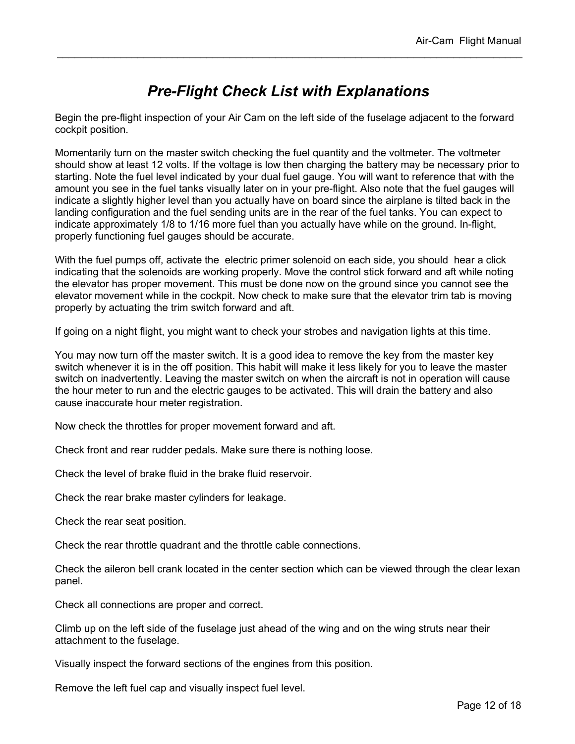# *Pre-Flight Check List with Explanations*

Begin the pre-flight inspection of your Air Cam on the left side of the fuselage adjacent to the forward cockpit position.

Momentarily turn on the master switch checking the fuel quantity and the voltmeter. The voltmeter should show at least 12 volts. If the voltage is low then charging the battery may be necessary prior to starting. Note the fuel level indicated by your dual fuel gauge. You will want to reference that with the amount you see in the fuel tanks visually later on in your pre-flight. Also note that the fuel gauges will indicate a slightly higher level than you actually have on board since the airplane is tilted back in the landing configuration and the fuel sending units are in the rear of the fuel tanks. You can expect to indicate approximately 1/8 to 1/16 more fuel than you actually have while on the ground. In-flight, properly functioning fuel gauges should be accurate.

With the fuel pumps off, activate the electric primer solenoid on each side, you should hear a click indicating that the solenoids are working properly. Move the control stick forward and aft while noting the elevator has proper movement. This must be done now on the ground since you cannot see the elevator movement while in the cockpit. Now check to make sure that the elevator trim tab is moving properly by actuating the trim switch forward and aft.

If going on a night flight, you might want to check your strobes and navigation lights at this time.

You may now turn off the master switch. It is a good idea to remove the key from the master key switch whenever it is in the off position. This habit will make it less likely for you to leave the master switch on inadvertently. Leaving the master switch on when the aircraft is not in operation will cause the hour meter to run and the electric gauges to be activated. This will drain the battery and also cause inaccurate hour meter registration.

Now check the throttles for proper movement forward and aft.

Check front and rear rudder pedals. Make sure there is nothing loose.

Check the level of brake fluid in the brake fluid reservoir.

Check the rear brake master cylinders for leakage.

Check the rear seat position.

Check the rear throttle quadrant and the throttle cable connections.

Check the aileron bell crank located in the center section which can be viewed through the clear lexan panel.

Check all connections are proper and correct.

Climb up on the left side of the fuselage just ahead of the wing and on the wing struts near their attachment to the fuselage.

Visually inspect the forward sections of the engines from this position.

Remove the left fuel cap and visually inspect fuel level.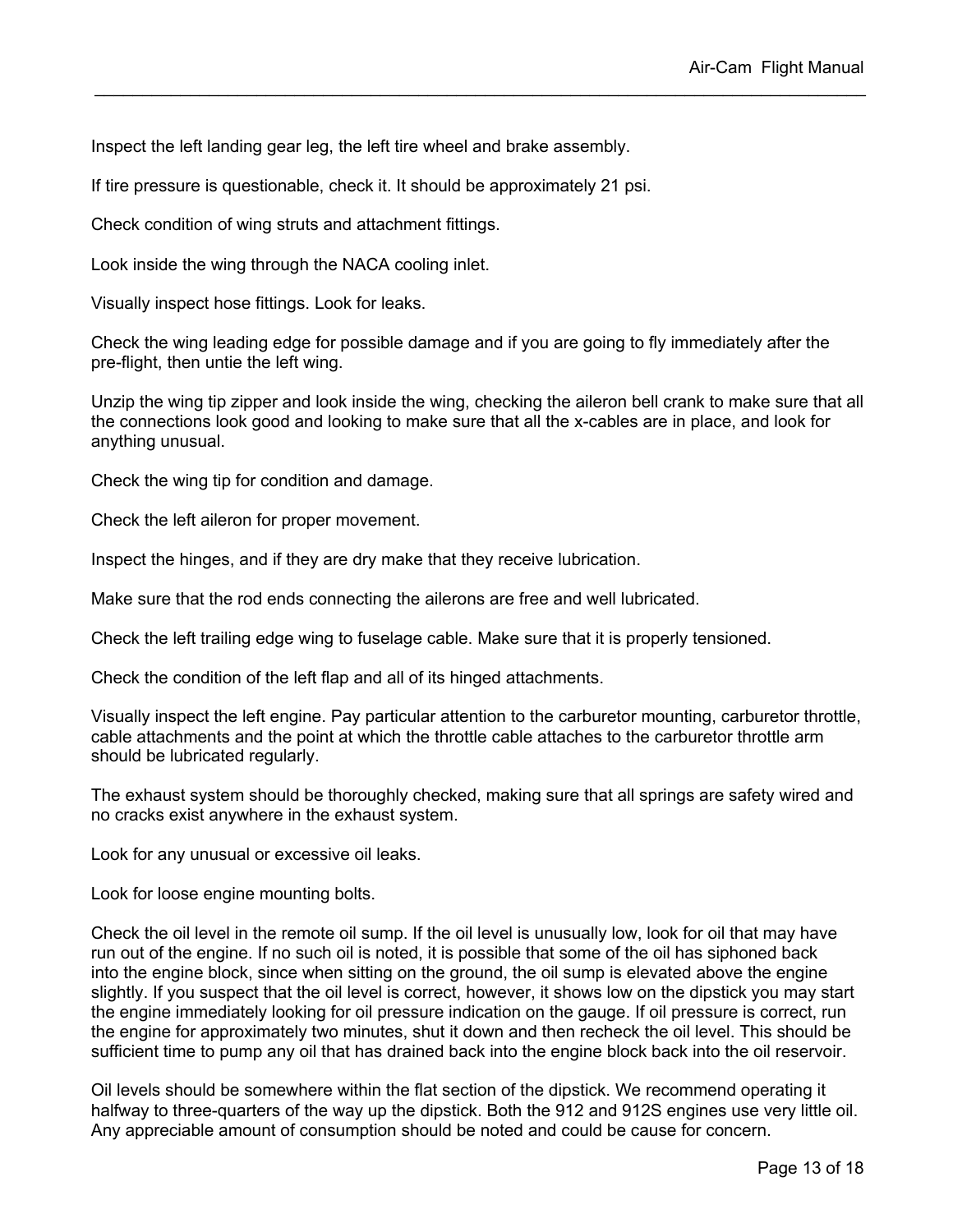Inspect the left landing gear leg, the left tire wheel and brake assembly.

If tire pressure is questionable, check it. It should be approximately 21 psi.

Check condition of wing struts and attachment fittings.

Look inside the wing through the NACA cooling inlet.

Visually inspect hose fittings. Look for leaks.

Check the wing leading edge for possible damage and if you are going to fly immediately after the pre-flight, then untie the left wing.

Unzip the wing tip zipper and look inside the wing, checking the aileron bell crank to make sure that all the connections look good and looking to make sure that all the x-cables are in place, and look for anything unusual.

Check the wing tip for condition and damage.

Check the left aileron for proper movement.

Inspect the hinges, and if they are dry make that they receive lubrication.

Make sure that the rod ends connecting the ailerons are free and well lubricated.

Check the left trailing edge wing to fuselage cable. Make sure that it is properly tensioned.

Check the condition of the left flap and all of its hinged attachments.

Visually inspect the left engine. Pay particular attention to the carburetor mounting, carburetor throttle, cable attachments and the point at which the throttle cable attaches to the carburetor throttle arm should be lubricated regularly.

The exhaust system should be thoroughly checked, making sure that all springs are safety wired and no cracks exist anywhere in the exhaust system.

Look for any unusual or excessive oil leaks.

Look for loose engine mounting bolts.

Check the oil level in the remote oil sump. If the oil level is unusually low, look for oil that may have run out of the engine. If no such oil is noted, it is possible that some of the oil has siphoned back into the engine block, since when sitting on the ground, the oil sump is elevated above the engine slightly. If you suspect that the oil level is correct, however, it shows low on the dipstick you may start the engine immediately looking for oil pressure indication on the gauge. If oil pressure is correct, run the engine for approximately two minutes, shut it down and then recheck the oil level. This should be sufficient time to pump any oil that has drained back into the engine block back into the oil reservoir.

Oil levels should be somewhere within the flat section of the dipstick. We recommend operating it halfway to three-quarters of the way up the dipstick. Both the 912 and 912S engines use very little oil. Any appreciable amount of consumption should be noted and could be cause for concern.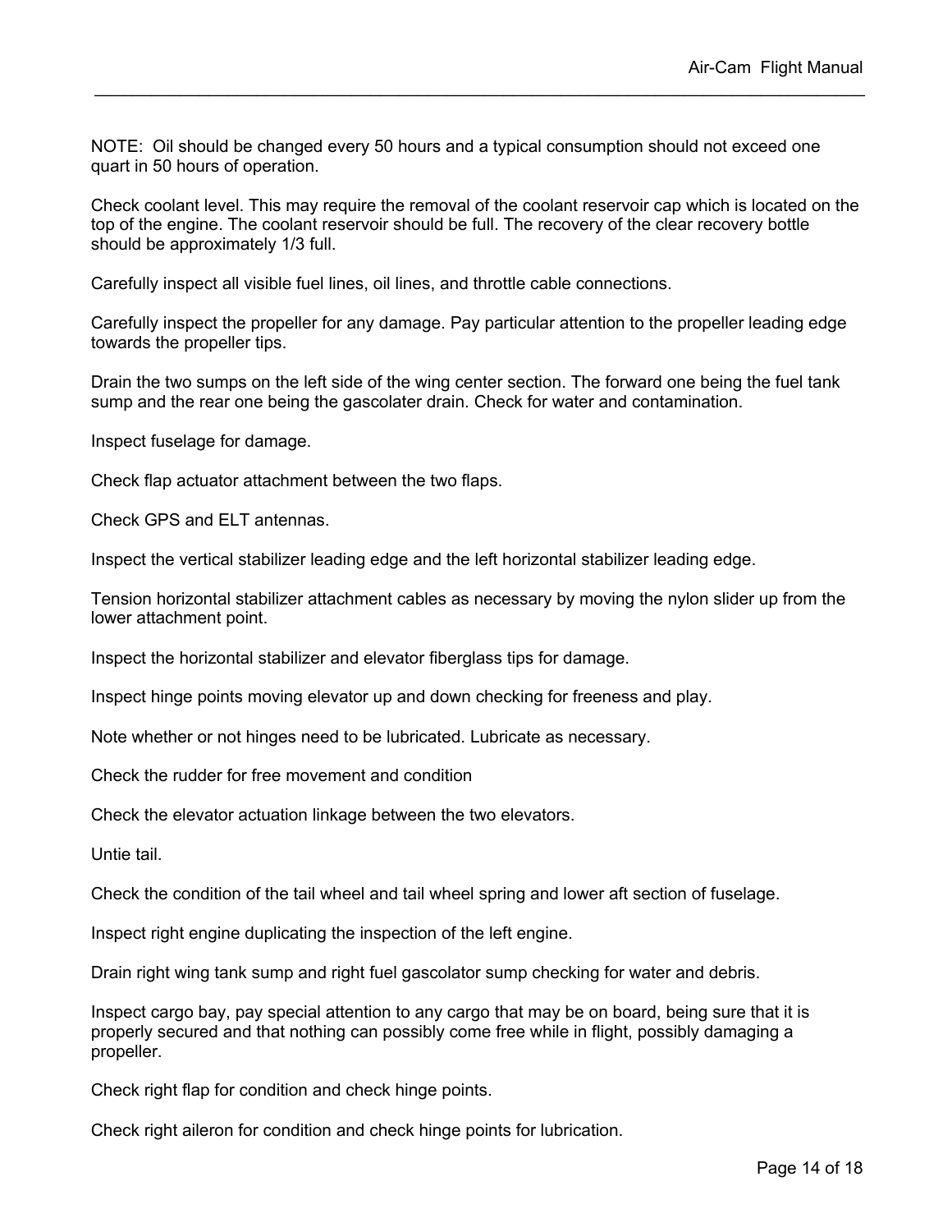NOTE: Oil should be changed every 50 hours and a typical consumption should not exceed one quart in 50 hours of operation.

Check coolant level. This may require the removal of the coolant reservoir cap which is located on the top of the engine. The coolant reservoir should be full. The recovery of the clear recovery bottle should be approximately 1/3 full.

Carefully inspect all visible fuel lines, oil lines, and throttle cable connections.

Carefully inspect the propeller for any damage. Pay particular attention to the propeller leading edge towards the propeller tips.

Drain the two sumps on the left side of the wing center section. The forward one being the fuel tank sump and the rear one being the gascolater drain. Check for water and contamination.

Inspect fuselage for damage.

Check flap actuator attachment between the two flaps.

Check GPS and ELT antennas.

Inspect the vertical stabilizer leading edge and the left horizontal stabilizer leading edge.

Tension horizontal stabilizer attachment cables as necessary by moving the nylon slider up from the lower attachment point.

Inspect the horizontal stabilizer and elevator fiberglass tips for damage.

Inspect hinge points moving elevator up and down checking for freeness and play.

Note whether or not hinges need to be lubricated. Lubricate as necessary.

Check the rudder for free movement and condition

Check the elevator actuation linkage between the two elevators.

Untie tail.

Check the condition of the tail wheel and tail wheel spring and lower aft section of fuselage.

Inspect right engine duplicating the inspection of the left engine.

Drain right wing tank sump and right fuel gascolator sump checking for water and debris.

Inspect cargo bay, pay special attention to any cargo that may be on board, being sure that it is properly secured and that nothing can possibly come free while in flight, possibly damaging a propeller.

Check right flap for condition and check hinge points.

Check right aileron for condition and check hinge points for lubrication.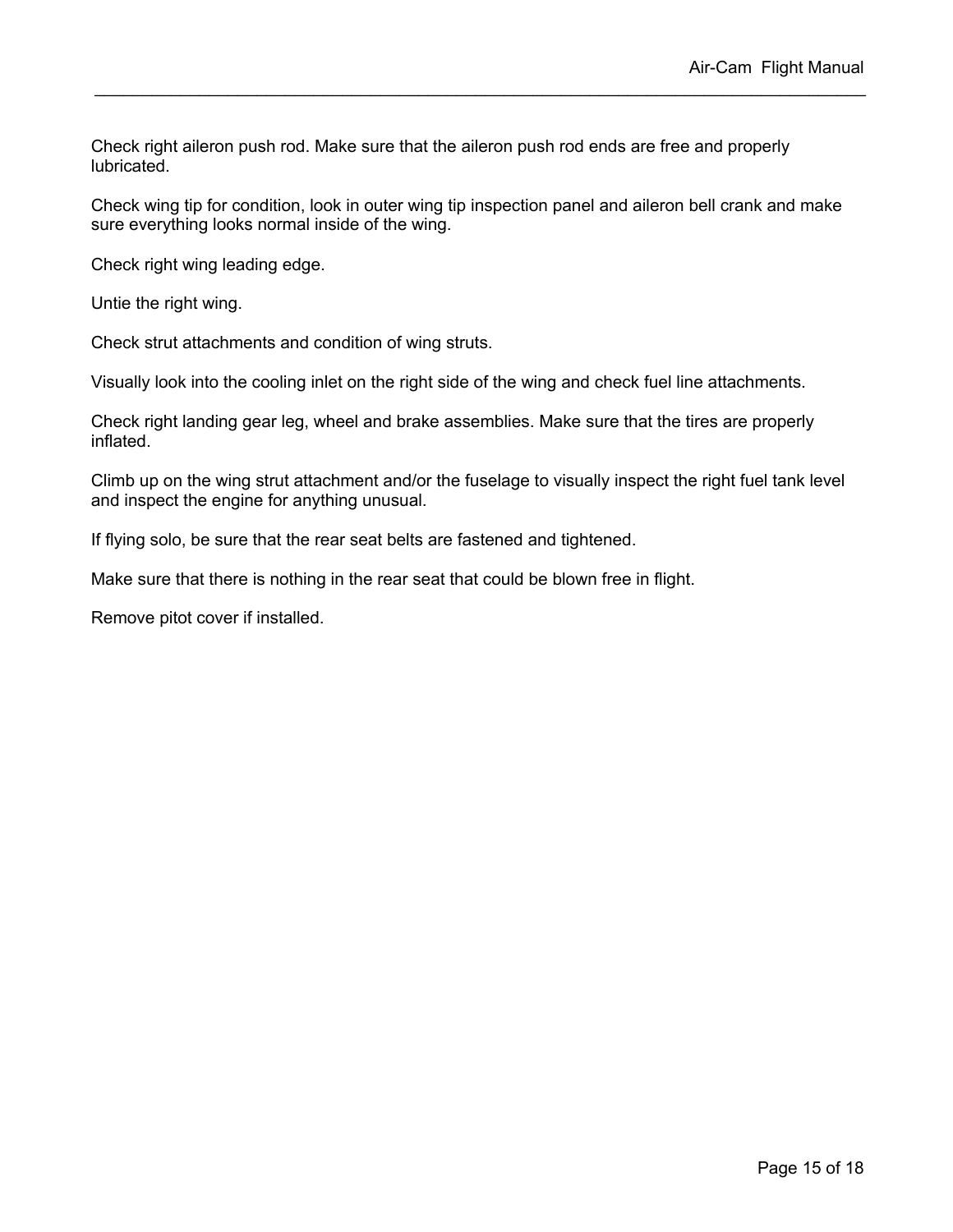Check right aileron push rod. Make sure that the aileron push rod ends are free and properly lubricated.

Check wing tip for condition, look in outer wing tip inspection panel and aileron bell crank and make sure everything looks normal inside of the wing.

Check right wing leading edge.

Untie the right wing.

Check strut attachments and condition of wing struts.

Visually look into the cooling inlet on the right side of the wing and check fuel line attachments.

Check right landing gear leg, wheel and brake assemblies. Make sure that the tires are properly inflated.

Climb up on the wing strut attachment and/or the fuselage to visually inspect the right fuel tank level and inspect the engine for anything unusual.

If flying solo, be sure that the rear seat belts are fastened and tightened.

Make sure that there is nothing in the rear seat that could be blown free in flight.

Remove pitot cover if installed.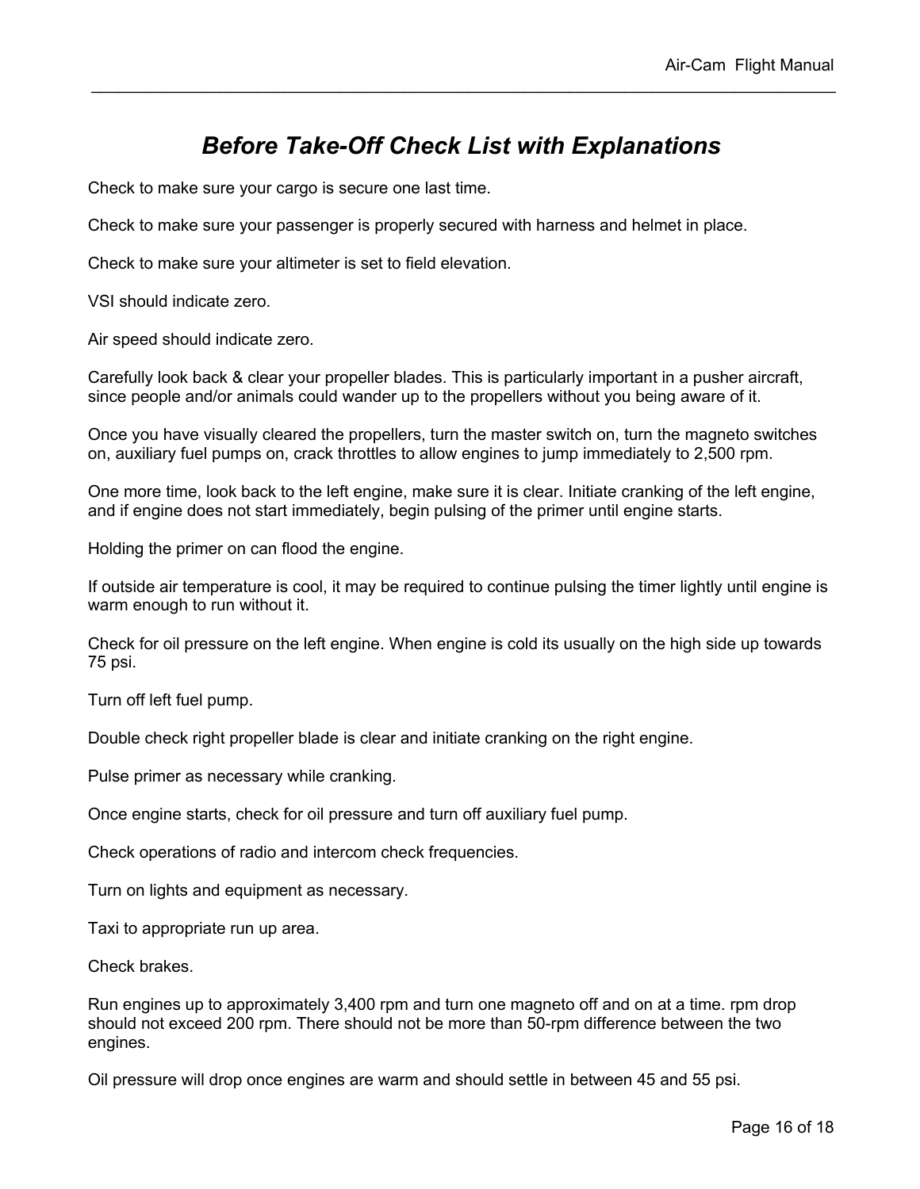# *Before Take-Off Check List with Explanations*

Check to make sure your cargo is secure one last time.

Check to make sure your passenger is properly secured with harness and helmet in place.

Check to make sure your altimeter is set to field elevation.

VSI should indicate zero.

Air speed should indicate zero.

Carefully look back & clear your propeller blades. This is particularly important in a pusher aircraft, since people and/or animals could wander up to the propellers without you being aware of it.

Once you have visually cleared the propellers, turn the master switch on, turn the magneto switches on, auxiliary fuel pumps on, crack throttles to allow engines to jump immediately to 2,500 rpm.

One more time, look back to the left engine, make sure it is clear. Initiate cranking of the left engine, and if engine does not start immediately, begin pulsing of the primer until engine starts.

Holding the primer on can flood the engine.

If outside air temperature is cool, it may be required to continue pulsing the timer lightly until engine is warm enough to run without it.

Check for oil pressure on the left engine. When engine is cold its usually on the high side up towards 75 psi.

Turn off left fuel pump.

Double check right propeller blade is clear and initiate cranking on the right engine.

Pulse primer as necessary while cranking.

Once engine starts, check for oil pressure and turn off auxiliary fuel pump.

Check operations of radio and intercom check frequencies.

Turn on lights and equipment as necessary.

Taxi to appropriate run up area.

Check brakes.

Run engines up to approximately 3,400 rpm and turn one magneto off and on at a time. rpm drop should not exceed 200 rpm. There should not be more than 50-rpm difference between the two engines.

Oil pressure will drop once engines are warm and should settle in between 45 and 55 psi.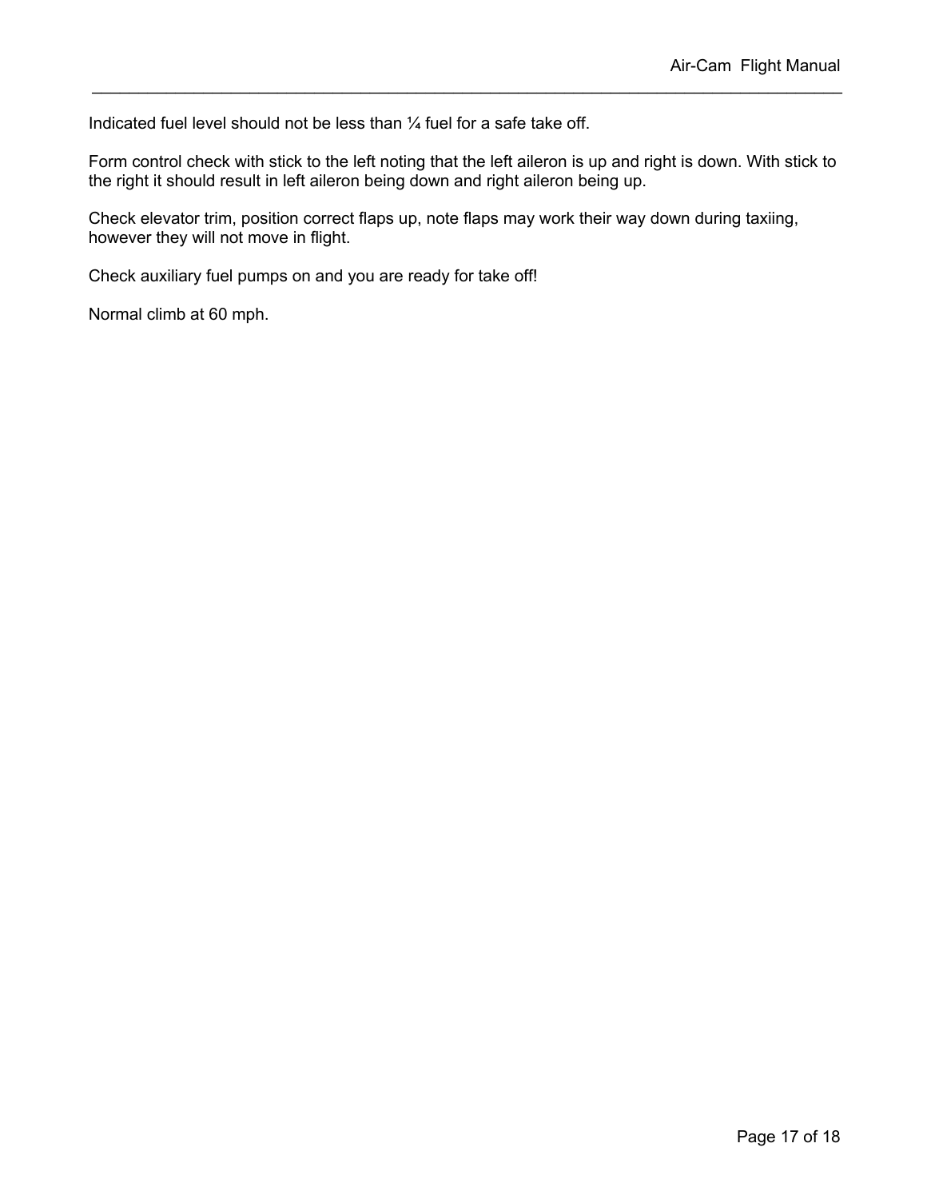Indicated fuel level should not be less than ¼ fuel for a safe take off.

Form control check with stick to the left noting that the left aileron is up and right is down. With stick to the right it should result in left aileron being down and right aileron being up.

Check elevator trim, position correct flaps up, note flaps may work their way down during taxiing, however they will not move in flight.

Check auxiliary fuel pumps on and you are ready for take off!

Normal climb at 60 mph.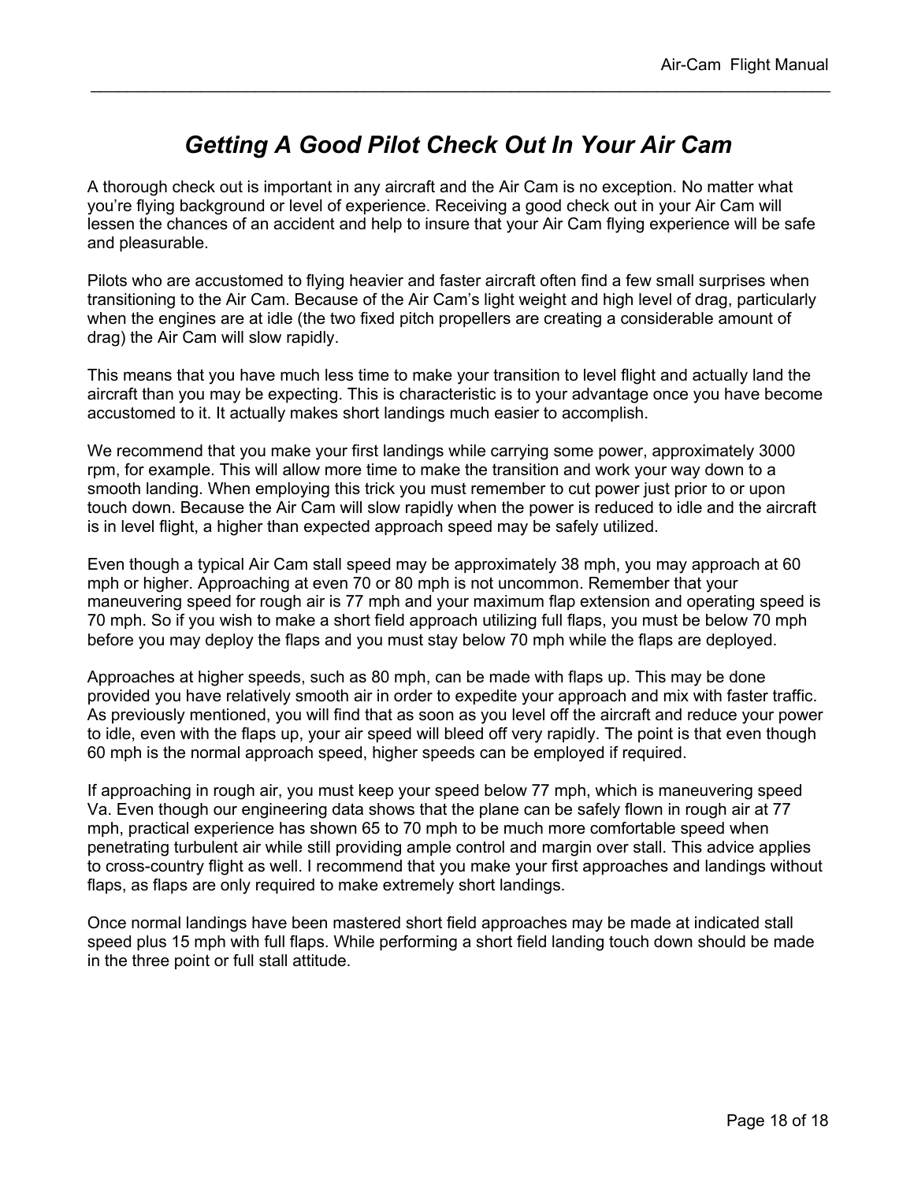# *Getting A Good Pilot Check Out In Your Air Cam*

A thorough check out is important in any aircraft and the Air Cam is no exception. No matter what you're flying background or level of experience. Receiving a good check out in your Air Cam will lessen the chances of an accident and help to insure that your Air Cam flying experience will be safe and pleasurable.

Pilots who are accustomed to flying heavier and faster aircraft often find a few small surprises when transitioning to the Air Cam. Because of the Air Cam's light weight and high level of drag, particularly when the engines are at idle (the two fixed pitch propellers are creating a considerable amount of drag) the Air Cam will slow rapidly.

This means that you have much less time to make your transition to level flight and actually land the aircraft than you may be expecting. This is characteristic is to your advantage once you have become accustomed to it. It actually makes short landings much easier to accomplish.

We recommend that you make your first landings while carrying some power, approximately 3000 rpm, for example. This will allow more time to make the transition and work your way down to a smooth landing. When employing this trick you must remember to cut power just prior to or upon touch down. Because the Air Cam will slow rapidly when the power is reduced to idle and the aircraft is in level flight, a higher than expected approach speed may be safely utilized.

Even though a typical Air Cam stall speed may be approximately 38 mph, you may approach at 60 mph or higher. Approaching at even 70 or 80 mph is not uncommon. Remember that your maneuvering speed for rough air is 77 mph and your maximum flap extension and operating speed is 70 mph. So if you wish to make a short field approach utilizing full flaps, you must be below 70 mph before you may deploy the flaps and you must stay below 70 mph while the flaps are deployed.

Approaches at higher speeds, such as 80 mph, can be made with flaps up. This may be done provided you have relatively smooth air in order to expedite your approach and mix with faster traffic. As previously mentioned, you will find that as soon as you level off the aircraft and reduce your power to idle, even with the flaps up, your air speed will bleed off very rapidly. The point is that even though 60 mph is the normal approach speed, higher speeds can be employed if required.

If approaching in rough air, you must keep your speed below 77 mph, which is maneuvering speed Va. Even though our engineering data shows that the plane can be safely flown in rough air at 77 mph, practical experience has shown 65 to 70 mph to be much more comfortable speed when penetrating turbulent air while still providing ample control and margin over stall. This advice applies to cross-country flight as well. I recommend that you make your first approaches and landings without flaps, as flaps are only required to make extremely short landings.

Once normal landings have been mastered short field approaches may be made at indicated stall speed plus 15 mph with full flaps. While performing a short field landing touch down should be made in the three point or full stall attitude.